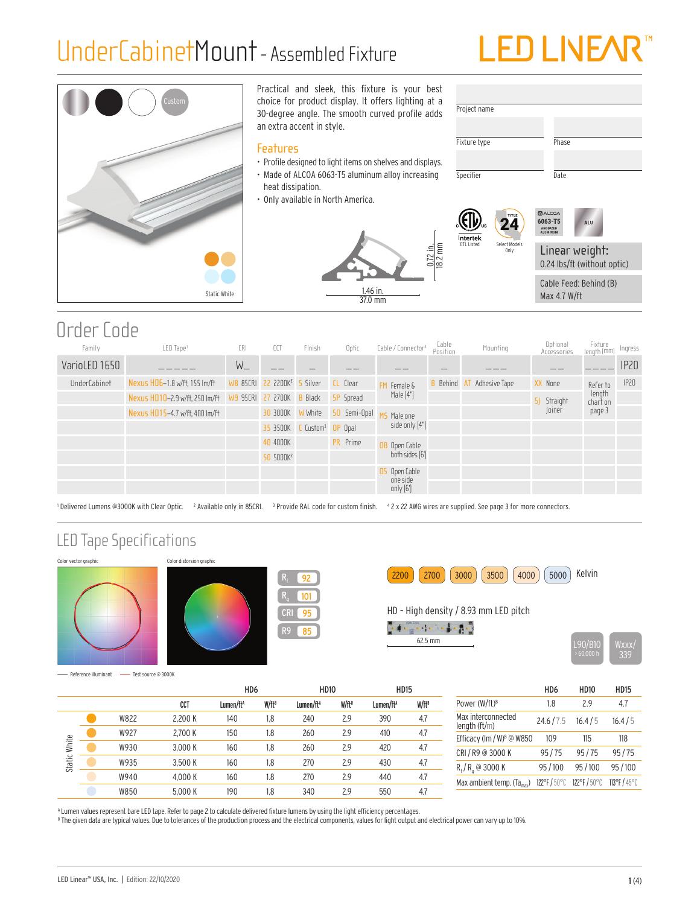# UnderCabinetMount - Assembled Fixture

Custom

Static White

Practical and sleek, this fixture is your best choice for product display. It offers lighting at a 30-degree angle. The smooth curved profile adds an extra accent in style.

## Features

- Profile designed to light items on shelves and displays.
- Made of ALCOA 6063-T5 aluminum alloy increasing heat dissipation.
- Only available in North America.

0.72 in. 18.2 mm

1.46 in. 37.0 mm

| Project name | |
|---|---|
| Fixture type | Phase |
| Specifier | Date |

Intertek ETL Listed

Title 24 Select Models Only

ALCOA 6063-T5 ANODIZED ALUMINUM

ALU

**Linear weight:** 0.24 lbs/ft (without optic)

Cable Feed: Behind (B)
Max 4.7 W/ft

## Order Code

| Family | LED Tape[1] | CRI | CCT | Finish | Optic | Cable / Connector[4] | Cable Position | Mounting | Optional Accessories | Fixture length (mm) | Ingress |
|---|---|---|---|---|---|---|---|---|---|---|---|
| VarioLED 1650 | _ _ _ _ _ | W_ | _ _ | _ | _ _ | _ _ | _ | _ _ _ | _ _ | _ _ _ _ | IP20 |
| UnderCabinet | Nexus HD6–1.8 w/ft, 155 lm/ft | W8 85CRI | 22 2200K[2] | S Silver | CL Clear | FM Female & Male [4"] | B Behind | AT Adhesive Tape | XX None | Refer to length chart on page 3 | IP20 |
| | Nexus HD10–2.9 w/ft, 250 lm/ft | W9 95CRI | 27 2700K | B Black | SP Spread | | | | SJ Straight Joiner | | |
| | Nexus HD15–4.7 w/ft, 400 lm/ft | | 30 3000K | W White | SO Semi-Opal | MS Male one side only [4"] | | | | | |
| | | | 35 3500K | C Custom[3] | OP Opal | | | | | | |
| | | | 40 4000K | | PR Prime | OB Open Cable both sides [6'] | | | | | |
| | | | 50 5000K[2] | | | | | | | | |
| | | | | | | OS Open Cable one side only [6'] | | | | | |

[1] Delivered Lumens @3000K with Clear Optic. [2] Available only in 85CRI. [3] Provide RAL code for custom finish. [4] 2 x 22 AWG wires are supplied. See page 3 for more connectors.

## LED Tape Specifications

Color vector graphic — Color distorsion graphic

Reference illuminant — Test source @ 3000K

$R_f$ 92 | $R_g$ 101 | CRI 95 | R9 85

2200 | 2700 | 3000 | 3500 | 4000 | 5000 Kelvin

HD - High density / 8.93 mm LED pitch

62.5 mm

L90/B10 > 60,000 h

Wxxx/ 339

| | | | HD6 | | HD10 | | HD15 | |
|---|---|---|---|---|---|---|---|---|
| | | CCT | Lumen/ft[A] | W/ft[B] | Lumen/ft[A] | W/ft[B] | Lumen/ft[A] | W/ft[B] |
| Static White | W822 | 2,200 K | 140 | 1.8 | 240 | 2.9 | 390 | 4.7 |
| | W927 | 2,700 K | 150 | 1.8 | 260 | 2.9 | 410 | 4.7 |
| | W930 | 3,000 K | 160 | 1.8 | 260 | 2.9 | 420 | 4.7 |
| | W935 | 3,500 K | 160 | 1.8 | 270 | 2.9 | 430 | 4.7 |
| | W940 | 4,000 K | 160 | 1.8 | 270 | 2.9 | 440 | 4.7 |
| | W850 | 5,000 K | 190 | 1.8 | 340 | 2.9 | 550 | 4.7 |

| | HD6 | HD10 | HD15 |
|---|---|---|---|
| Power (W/ft)[B] | 1.8 | 2.9 | 4.7 |
| Max interconnected length (ft/m) | 24.6 / 7.5 | 16.4 / 5 | 16.4 / 5 |
| Efficacy (lm / W)[B] @ W850 | 109 | 115 | 118 |
| CRI / R9 @ 3000 K | 95 / 75 | 95 / 75 | 95 / 75 |
| $R_f$ / $R_g$ @ 3000 K | 95 / 100 | 95 / 100 | 95 / 100 |
| Max ambient temp. ($Ta_{max}$) | 122°F / 50°C | 122°F / 50°C | 113°F / 45°C |

[A] Lumen values represent bare LED tape. Refer to page 2 to calculate delivered fixture lumens by using the light efficiency percentages.
[B] The given data are typical values. Due to tolerances of the production process and the electrical components, values for light output and electrical power can vary up to 10%.

LED Linear™ USA, Inc. | Edition: 22/10/2020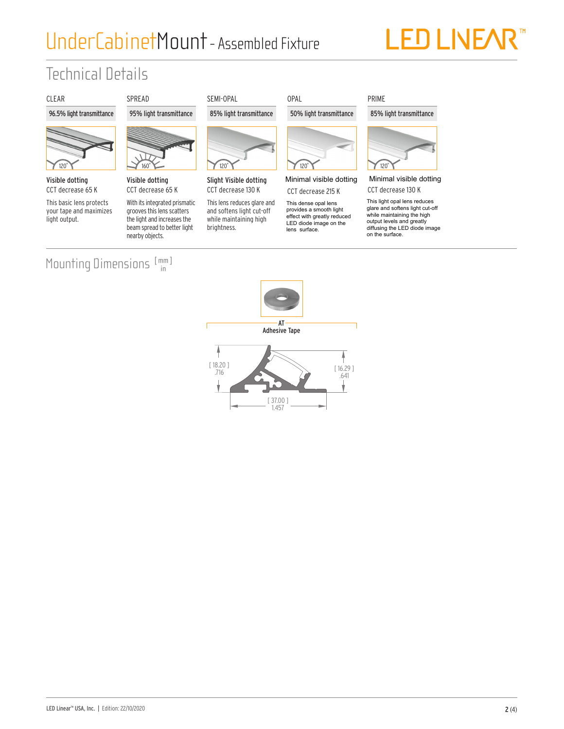# UnderCabinetMount - Assembled Fixture

## Technical Details

| CLEAR | SPREAD | SEMI-OPAL | OPAL | PRIME |
|---|---|---|---|---|
| 96.5% light transmittance | 95% light transmittance | 85% light transmittance | 50% light transmittance | 85% light transmittance |
| 120° | 160° | 120° | 120° | 120° |
| **Visible dotting** | **Visible dotting** | **Slight Visible dotting** | Minimal visible dotting | Minimal visible dotting |
| CCT decrease 65 K | CCT decrease 65 K | CCT decrease 130 K | CCT decrease 215 K | CCT decrease 130 K |
| This basic lens protects your tape and maximizes light output. | With its integrated prismatic grooves this lens scatters the light and increases the beam spread to better light nearby objects. | This lens reduces glare and softens light cut-off while maintaining high brightness. | This dense opal lens provides a smooth light effect with greatly reduced LED diode image on the lens surface. | This light opal lens reduces glare and softens light cut-off while maintaining the high output levels and greatly diffusing the LED diode image on the surface. |

## Mounting Dimensions [mm / in]

**AT**
**Adhesive Tape**

[ 18.20 ] .716

[ 16.29 ] .641

[ 37.00 ] 1.457

LED Linear™ USA, Inc. | Edition: 22/10/2020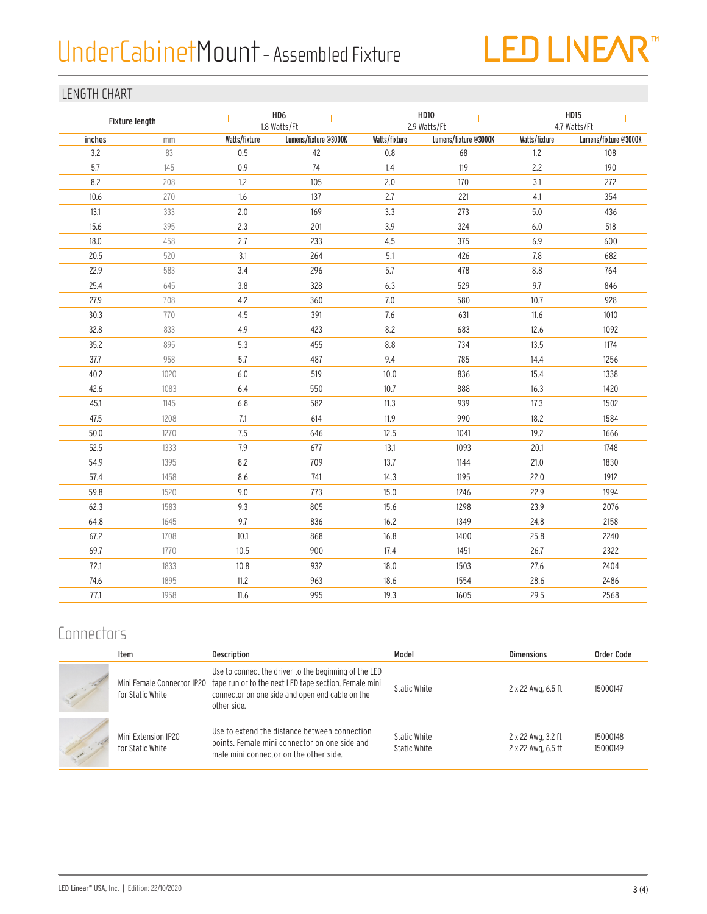# UnderCabinetMount - Assembled Fixture

## LENGTH CHART

| Fixture length | | HD6 1.8 Watts/Ft | | HD10 2.9 Watts/Ft | | HD15 4.7 Watts/Ft | |
|---|---|---|---|---|---|---|---|
| inches | mm | Watts/fixture | Lumens/fixture @3000K | Watts/fixture | Lumens/fixture @3000K | Watts/fixture | Lumens/fixture @3000K |
| 3.2 | 83 | 0.5 | 42 | 0.8 | 68 | 1.2 | 108 |
| 5.7 | 145 | 0.9 | 74 | 1.4 | 119 | 2.2 | 190 |
| 8.2 | 208 | 1.2 | 105 | 2.0 | 170 | 3.1 | 272 |
| 10.6 | 270 | 1.6 | 137 | 2.7 | 221 | 4.1 | 354 |
| 13.1 | 333 | 2.0 | 169 | 3.3 | 273 | 5.0 | 436 |
| 15.6 | 395 | 2.3 | 201 | 3.9 | 324 | 6.0 | 518 |
| 18.0 | 458 | 2.7 | 233 | 4.5 | 375 | 6.9 | 600 |
| 20.5 | 520 | 3.1 | 264 | 5.1 | 426 | 7.8 | 682 |
| 22.9 | 583 | 3.4 | 296 | 5.7 | 478 | 8.8 | 764 |
| 25.4 | 645 | 3.8 | 328 | 6.3 | 529 | 9.7 | 846 |
| 27.9 | 708 | 4.2 | 360 | 7.0 | 580 | 10.7 | 928 |
| 30.3 | 770 | 4.5 | 391 | 7.6 | 631 | 11.6 | 1010 |
| 32.8 | 833 | 4.9 | 423 | 8.2 | 683 | 12.6 | 1092 |
| 35.2 | 895 | 5.3 | 455 | 8.8 | 734 | 13.5 | 1174 |
| 37.7 | 958 | 5.7 | 487 | 9.4 | 785 | 14.4 | 1256 |
| 40.2 | 1020 | 6.0 | 519 | 10.0 | 836 | 15.4 | 1338 |
| 42.6 | 1083 | 6.4 | 550 | 10.7 | 888 | 16.3 | 1420 |
| 45.1 | 1145 | 6.8 | 582 | 11.3 | 939 | 17.3 | 1502 |
| 47.5 | 1208 | 7.1 | 614 | 11.9 | 990 | 18.2 | 1584 |
| 50.0 | 1270 | 7.5 | 646 | 12.5 | 1041 | 19.2 | 1666 |
| 52.5 | 1333 | 7.9 | 677 | 13.1 | 1093 | 20.1 | 1748 |
| 54.9 | 1395 | 8.2 | 709 | 13.7 | 1144 | 21.0 | 1830 |
| 57.4 | 1458 | 8.6 | 741 | 14.3 | 1195 | 22.0 | 1912 |
| 59.8 | 1520 | 9.0 | 773 | 15.0 | 1246 | 22.9 | 1994 |
| 62.3 | 1583 | 9.3 | 805 | 15.6 | 1298 | 23.9 | 2076 |
| 64.8 | 1645 | 9.7 | 836 | 16.2 | 1349 | 24.8 | 2158 |
| 67.2 | 1708 | 10.1 | 868 | 16.8 | 1400 | 25.8 | 2240 |
| 69.7 | 1770 | 10.5 | 900 | 17.4 | 1451 | 26.7 | 2322 |
| 72.1 | 1833 | 10.8 | 932 | 18.0 | 1503 | 27.6 | 2404 |
| 74.6 | 1895 | 11.2 | 963 | 18.6 | 1554 | 28.6 | 2486 |
| 77.1 | 1958 | 11.6 | 995 | 19.3 | 1605 | 29.5 | 2568 |

## Connectors

| Item | Description | Model | Dimensions | Order Code |
|---|---|---|---|---|
| Mini Female Connector IP20 for Static White | Use to connect the driver to the beginning of the LED tape run or to the next LED tape section. Female mini connector on one side and open end cable on the other side. | Static White | 2 x 22 Awg, 6.5 ft | 15000147 |
| Mini Extension IP20 for Static White | Use to extend the distance between connection points. Female mini connector on one side and male mini connector on the other side. | Static White<br>Static White | 2 x 22 Awg, 3.2 ft<br>2 x 22 Awg, 6.5 ft | 15000148<br>15000149 |

LED Linear™ USA, Inc. | Edition: 22/10/2020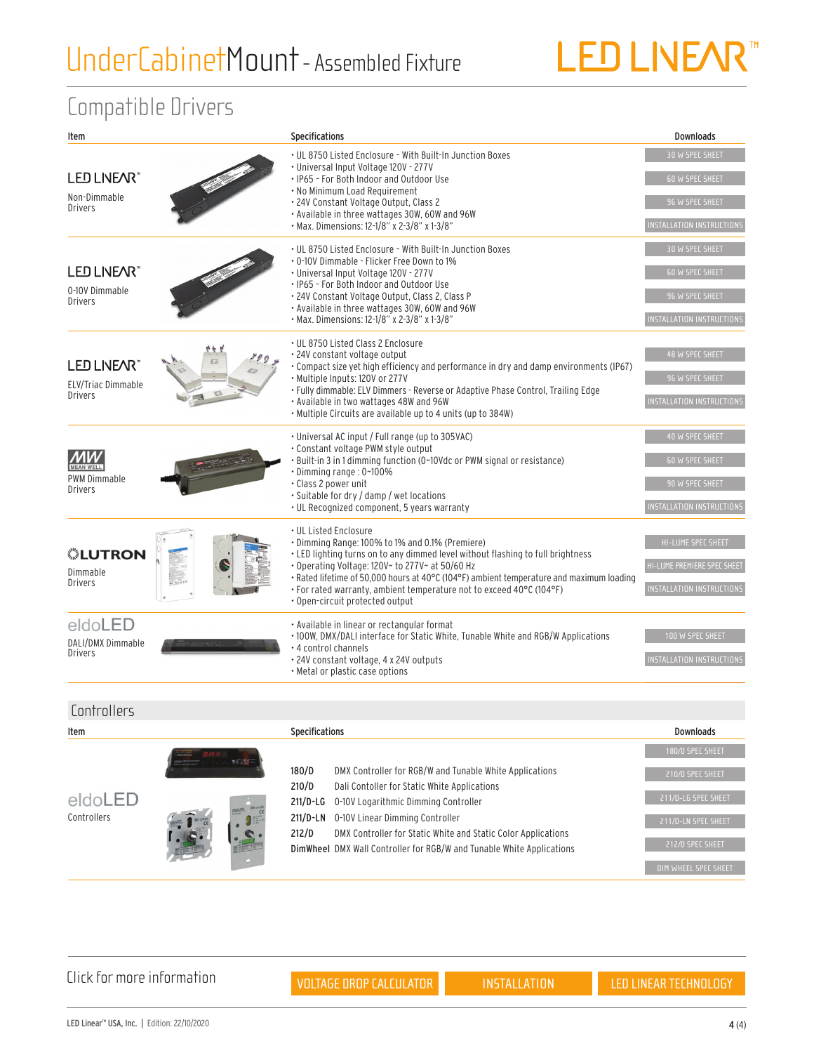# UnderCabinetMount - Assembled Fixture

## Compatible Drivers

| Item | Specifications | Downloads |
|---|---|---|
| LED LINEAR™ Non-Dimmable Drivers | • UL 8750 Listed Enclosure - With Built-In Junction Boxes<br>• Universal Input Voltage 120V - 277V<br>• IP65 - For Both Indoor and Outdoor Use<br>• No Minimum Load Requirement<br>• 24V Constant Voltage Output, Class 2<br>• Available in three wattages 30W, 60W and 96W<br>• Max. Dimensions: 12-1/8" x 2-3/8" x 1-3/8" | 30 W SPEC SHEET<br>60 W SPEC SHEET<br>96 W SPEC SHEET<br>INSTALLATION INSTRUCTIONS |
| LED LINEAR™ 0-10V Dimmable Drivers | • UL 8750 Listed Enclosure - With Built-In Junction Boxes<br>• 0-10V Dimmable - Flicker Free Down to 1%<br>• Universal Input Voltage 120V - 277V<br>• IP65 - For Both Indoor and Outdoor Use<br>• 24V Constant Voltage Output, Class 2, Class P<br>• Available in three wattages 30W, 60W and 96W<br>• Max. Dimensions: 12-1/8" x 2-3/8" x 1-3/8" | 30 W SPEC SHEET<br>60 W SPEC SHEET<br>96 W SPEC SHEET<br>INSTALLATION INSTRUCTIONS |
| LED LINEAR™ ELV/Triac Dimmable Drivers | • UL 8750 Listed Class 2 Enclosure<br>• 24V constant voltage output<br>• Compact size yet high efficiency and performance in dry and damp environments (IP67)<br>• Multiple Inputs: 120V or 277V<br>• Fully dimmable: ELV Dimmers - Reverse or Adaptive Phase Control, Trailing Edge<br>• Available in two wattages 48W and 96W<br>• Multiple Circuits are available up to 4 units (up to 384W) | 48 W SPEC SHEET<br>96 W SPEC SHEET<br>INSTALLATION INSTRUCTIONS |
| MEAN WELL PWM Dimmable Drivers | • Universal AC input / Full range (up to 305VAC)<br>• Constant voltage PWM style output<br>• Built-in 3 in 1 dimming function (0~10Vdc or PWM signal or resistance)<br>• Dimming range : 0~100%<br>• Class 2 power unit<br>• Suitable for dry / damp / wet locations<br>• UL Recognized component, 5 years warranty | 40 W SPEC SHEET<br>60 W SPEC SHEET<br>90 W SPEC SHEET<br>INSTALLATION INSTRUCTIONS |
| LUTRON Dimmable Drivers | • UL Listed Enclosure<br>• Dimming Range: 100% to 1% and 0.1% (Premiere)<br>• LED lighting turns on to any dimmed level without flashing to full brightness<br>• Operating Voltage: 120V~ to 277V~ at 50/60 Hz<br>• Rated lifetime of 50,000 hours at 40°C (104°F) ambient temperature and maximum loading<br>• For rated warranty, ambient temperature not to exceed 40°C (104°F)<br>• Open-circuit protected output | HI-LUME SPEC SHEET<br>HI-LUME PREMIERE SPEC SHEET<br>INSTALLATION INSTRUCTIONS |
| eldoLED DALI/DMX Dimmable Drivers | • Available in linear or rectangular format<br>• 100W, DMX/DALI interface for Static White, Tunable White and RGB/W Applications<br>• 4 control channels<br>• 24V constant voltage, 4 x 24V outputs<br>• Metal or plastic case options | 100 W SPEC SHEET<br>INSTALLATION INSTRUCTIONS |

## Controllers

| Item | Specifications | | Downloads |
|---|---|---|---|
| eldoLED Controllers | 180/D | DMX Controller for RGB/W and Tunable White Applications | 180/D SPEC SHEET |
| | 210/D | Dali Contoller for Static White Applications | 210/D SPEC SHEET |
| | 211/D-LG | 0-10V Logarithmic Dimming Controller | 211/D-LG SPEC SHEET |
| | 211/D-LN | 0-10V Linear Dimming Controller | 211/D-LN SPEC SHEET |
| | 212/D | DMX Controller for Static White and Static Color Applications | 212/D SPEC SHEET |
| | DimWheel | DMX Wall Controller for RGB/W and Tunable White Applications | DIM WHEEL SPEC SHEET |

Click for more information

VOLTAGE DROP CALCULATOR | INSTALLATION | LED LINEAR TECHNOLOGY

LED Linear™ USA, Inc. | Edition: 22/10/2020